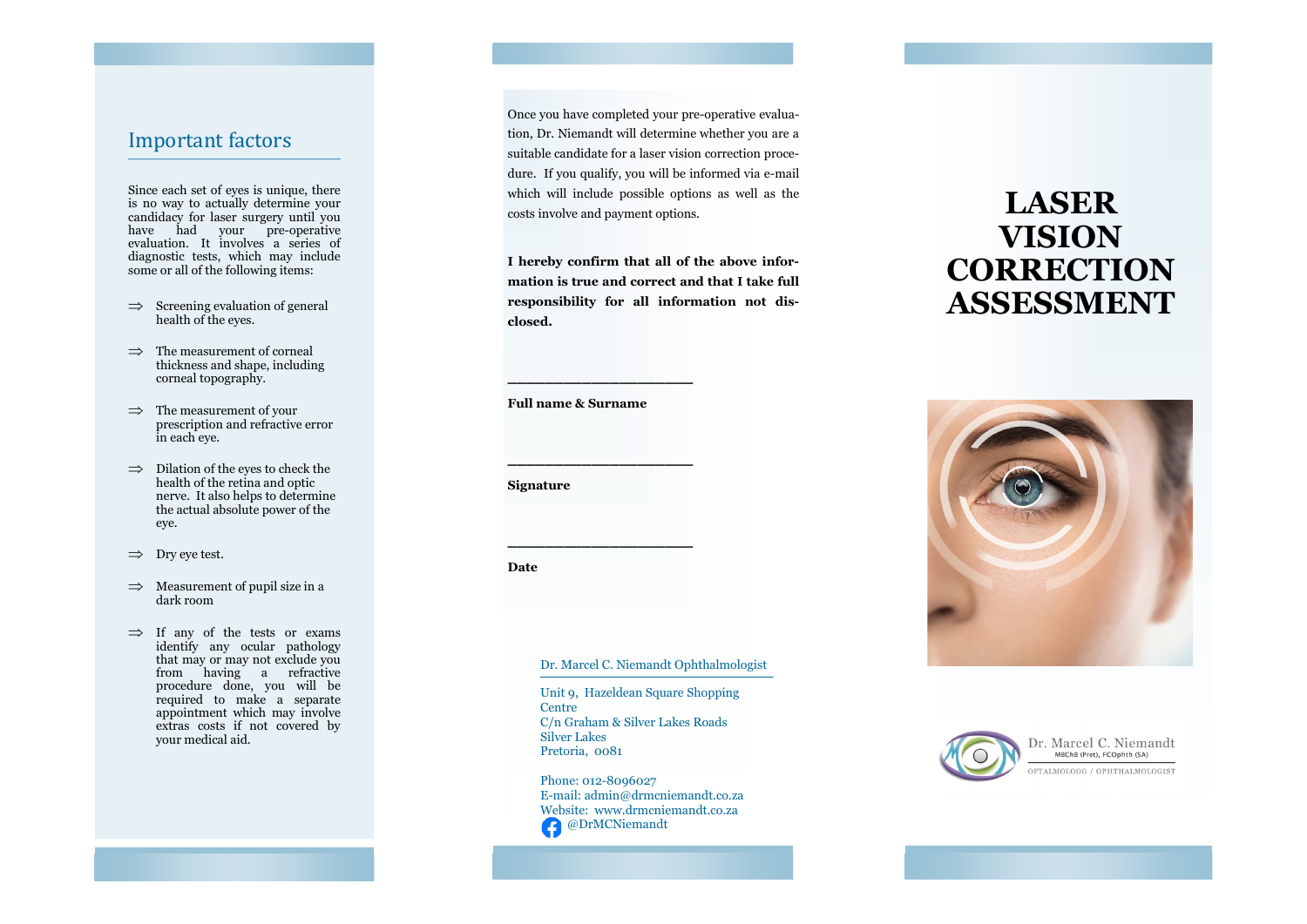## Important factors

Since each set of eyes is unique, there is no way to actually determine your candidacy for laser surgery until you have had your pre-operative evaluation. It involves a series of diagnostic tests, which may include some or all of the following items:

- ⇒ Screening evaluation of general health of the eyes.
- ⇒ The measurement of corneal thickness and shape, including corneal topography.
- ⇒ The measurement of your prescription and refractive error in each eye.
- ⇒ Dilation of the eyes to check the health of the retina and optic nerve. It also helps to determine the actual absolute power of the eye.
- ⇒ Dry eye test.
- ⇒ Measurement of pupil size in a dark room
- ⇒ If any of the tests or exams identify any ocular pathology that may or may not exclude you from having a refractive procedure done, you will be required to make a separate appointment which may involve extras costs if not covered by your medical aid.

Once you have completed your pre-operative evaluation, Dr. Niemandt will determine whether you are a suitable candidate for a laser vision correction procedure. If you qualify, you will be informed via e-mail which will include possible options as well as the costs involve and payment options.

**I hereby confirm that all of the above information is true and correct and that I take full responsibility for all information not disclosed.**

______________________

**Full name & Surname**

______________________

**Signature**

______________________

**Date**

Dr. Marcel C. Niemandt Ophthalmologist

Unit 9, Hazeldean Square Shopping Centre
C/n Graham & Silver Lakes Roads
Silver Lakes
Pretoria, 0081

Phone: 012-8096027
E-mail: admin@drmcniemandt.co.za
Website: www.drmcniemandt.co.za
@DrMCNiemandt

# LASER VISION CORRECTION ASSESSMENT

Dr. Marcel C. Niemandt
MBChB (Pret), FCOphth (SA)
OFTALMOLOOG / OPHTHALMOLOGIST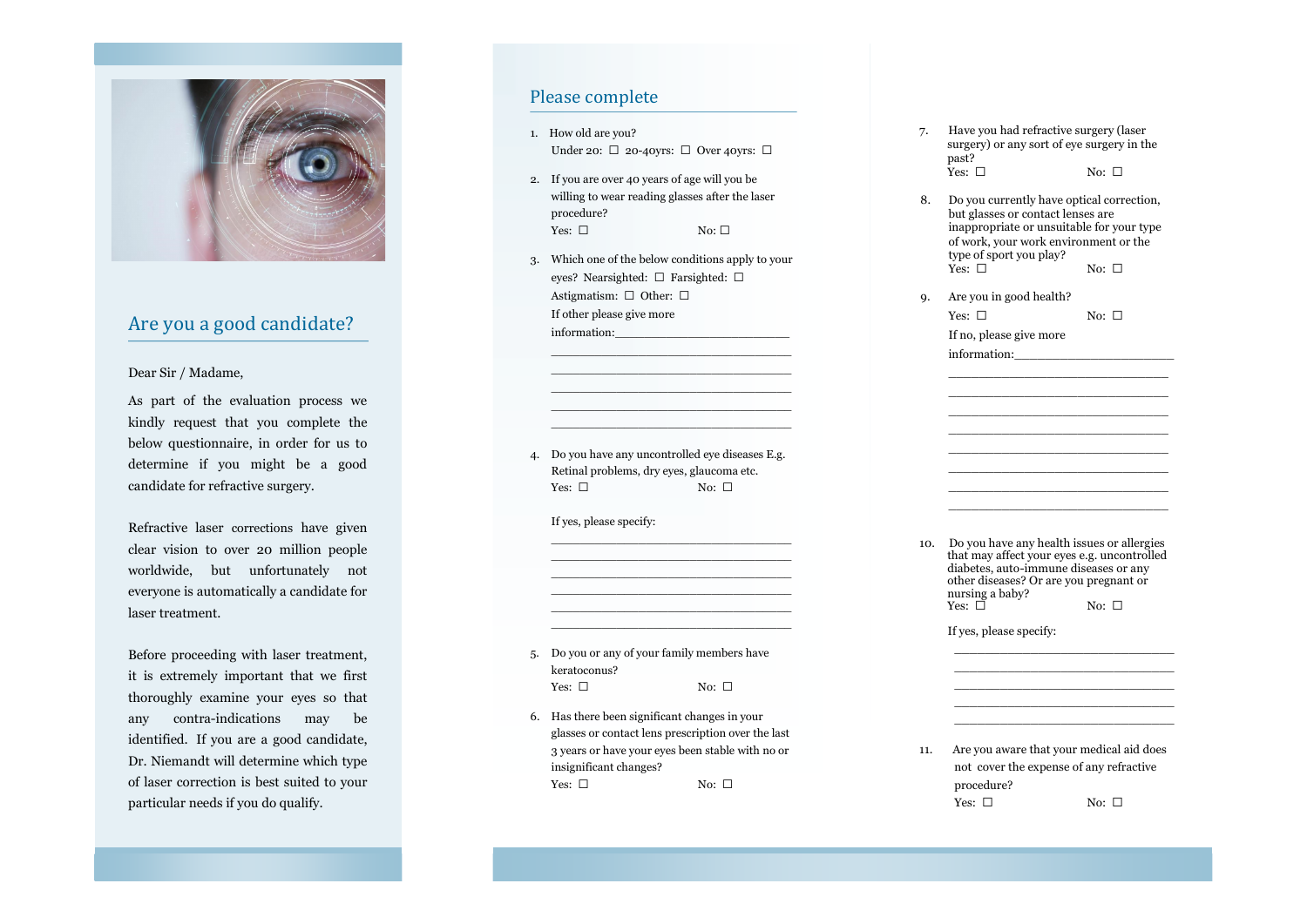## Are you a good candidate?

Dear Sir / Madame,

As part of the evaluation process we kindly request that you complete the below questionnaire, in order for us to determine if you might be a good candidate for refractive surgery.

Refractive laser corrections have given clear vision to over 20 million people worldwide, but unfortunately not everyone is automatically a candidate for laser treatment.

Before proceeding with laser treatment, it is extremely important that we first thoroughly examine your eyes so that any contra-indications may be identified. If you are a good candidate, Dr. Niemandt will determine which type of laser correction is best suited to your particular needs if you do qualify.

## Please complete

1. How old are you?
   Under 20: ☐ 20-40yrs: ☐ Over 40yrs: ☐

2. If you are over 40 years of age will you be willing to wear reading glasses after the laser procedure?
   Yes: ☐ No: ☐

3. Which one of the below conditions apply to your eyes? Nearsighted: ☐ Farsighted: ☐ Astigmatism: ☐ Other: ☐
   If other please give more information:\_\_\_\_\_\_\_\_\_\_\_\_\_\_\_\_\_\_\_\_\_\_\_\_\_\_

4. Do you have any uncontrolled eye diseases E.g. Retinal problems, dry eyes, glaucoma etc.
   Yes: ☐ No: ☐

   If yes, please specify:

5. Do you or any of your family members have keratoconus?
   Yes: ☐ No: ☐

6. Has there been significant changes in your glasses or contact lens prescription over the last 3 years or have your eyes been stable with no or insignificant changes?
   Yes: ☐ No: ☐

7. Have you had refractive surgery (laser surgery) or any sort of eye surgery in the past?
   Yes: ☐ No: ☐

8. Do you currently have optical correction, but glasses or contact lenses are inappropriate or unsuitable for your type of work, your work environment or the type of sport you play?
   Yes: ☐ No: ☐

9. Are you in good health?
   Yes: ☐ No: ☐
   If no, please give more information:\_\_\_\_\_\_\_\_\_\_\_\_\_\_\_\_\_\_\_\_\_\_\_\_\_\_

10. Do you have any health issues or allergies that may affect your eyes e.g. uncontrolled diabetes, auto-immune diseases or any other diseases? Or are you pregnant or nursing a baby?
    Yes: ☐ No: ☐

    If yes, please specify:

11. Are you aware that your medical aid does not cover the expense of any refractive procedure?
    Yes: ☐ No: ☐